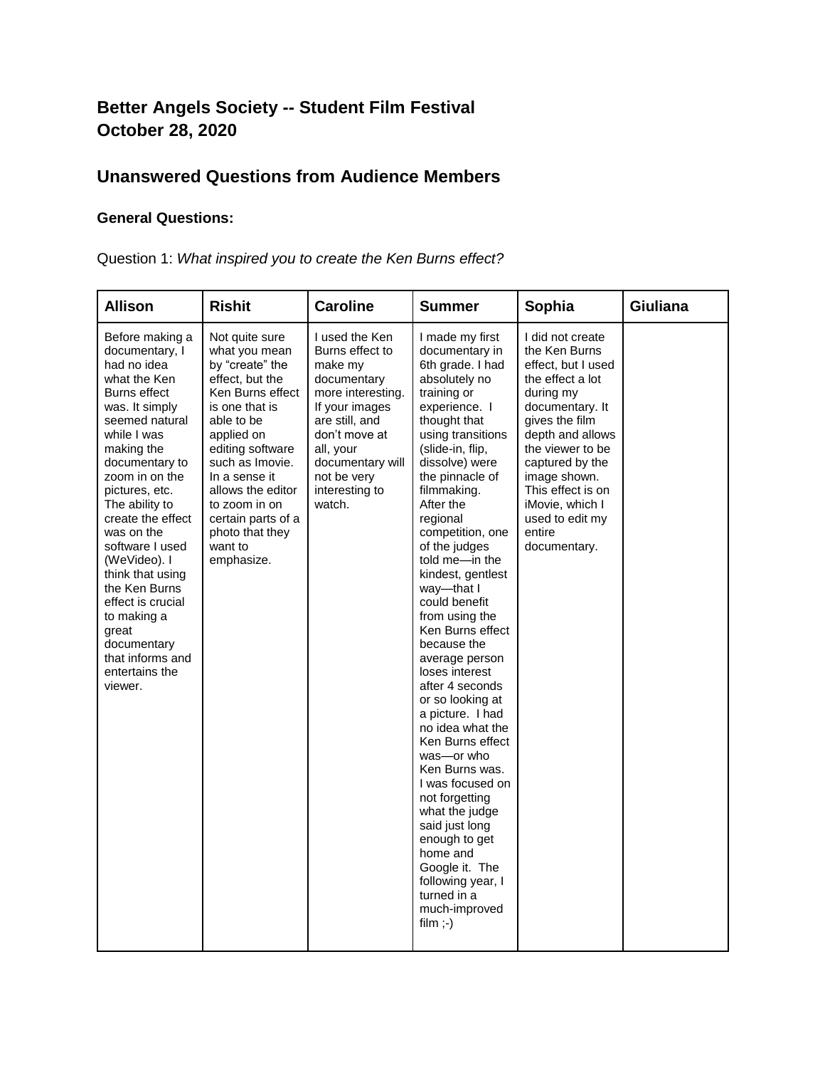# Better Angels Society -- Student Film Festival
# October 28, 2020

## Unanswered Questions from Audience Members

### General Questions:

Question 1: *What inspired you to create the Ken Burns effect?*

| Allison | Rishit | Caroline | Summer | Sophia | Giuliana |
|---|---|---|---|---|---|
| Before making a documentary, I had no idea what the Ken Burns effect was. It simply seemed natural while I was making the documentary to zoom in on the pictures, etc. The ability to create the effect was on the software I used (WeVideo). I think that using the Ken Burns effect is crucial to making a great documentary that informs and entertains the viewer. | Not quite sure what you mean by "create" the effect, but the Ken Burns effect is one that is able to be applied on editing software such as Imovie. In a sense it allows the editor to zoom in on certain parts of a photo that they want to emphasize. | I used the Ken Burns effect to make my documentary more interesting. If your images are still, and don't move at all, your documentary will not be very interesting to watch. | I made my first documentary in 6th grade. I had absolutely no training or experience. I thought that using transitions (slide-in, flip, dissolve) were the pinnacle of filmmaking. After the regional competition, one of the judges told me—in the kindest, gentlest way—that I could benefit from using the Ken Burns effect because the average person loses interest after 4 seconds or so looking at a picture. I had no idea what the Ken Burns effect was—or who Ken Burns was. I was focused on not forgetting what the judge said just long enough to get home and Google it. The following year, I turned in a much-improved film ;-) | I did not create the Ken Burns effect, but I used the effect a lot during my documentary. It gives the film depth and allows the viewer to be captured by the image shown. This effect is on iMovie, which I used to edit my entire documentary. | |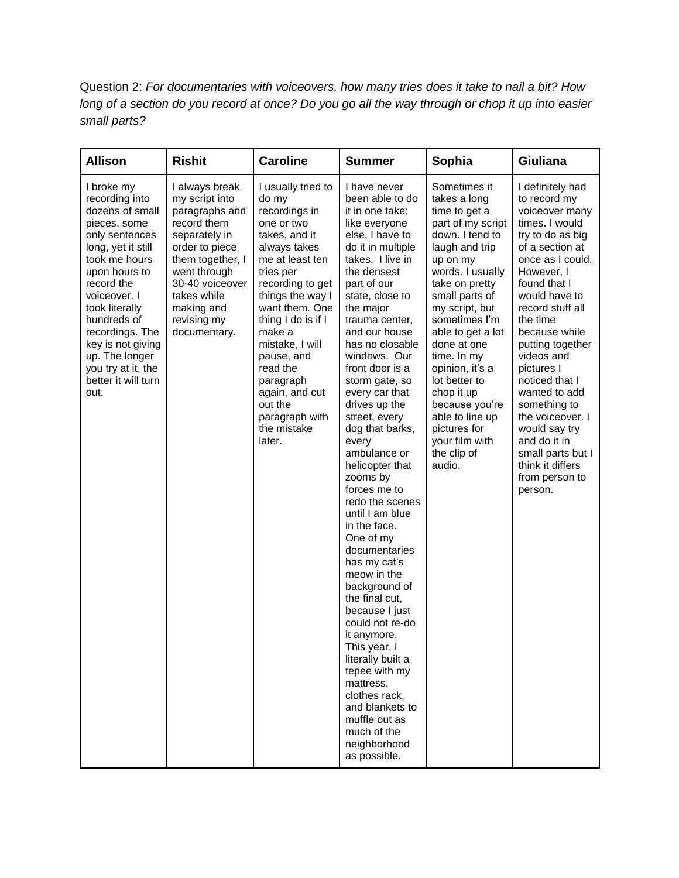Question 2: *For documentaries with voiceovers, how many tries does it take to nail a bit? How long of a section do you record at once? Do you go all the way through or chop it up into easier small parts?*

| Allison | Rishit | Caroline | Summer | Sophia | Giuliana |
|---|---|---|---|---|---|
| I broke my recording into dozens of small pieces, some only sentences long, yet it still took me hours upon hours to record the voiceover. I took literally hundreds of recordings. The key is not giving up. The longer you try at it, the better it will turn out. | I always break my script into paragraphs and record them separately in order to piece them together, I went through 30-40 voiceover takes while making and revising my documentary. | I usually tried to do my recordings in one or two takes, and it always takes me at least ten tries per recording to get things the way I want them. One thing I do is if I make a mistake, I will pause, and read the paragraph again, and cut out the paragraph with the mistake later. | I have never been able to do it in one take; like everyone else, I have to do it in multiple takes. I live in the densest part of our state, close to the major trauma center, and our house has no closable windows. Our front door is a storm gate, so every car that drives up the street, every dog that barks, every ambulance or helicopter that zooms by forces me to redo the scenes until I am blue in the face. One of my documentaries has my cat's meow in the background of the final cut, because I just could not re-do it anymore. This year, I literally built a tepee with my mattress, clothes rack, and blankets to muffle out as much of the neighborhood as possible. | Sometimes it takes a long time to get a part of my script down. I tend to laugh and trip up on my words. I usually take on pretty small parts of my script, but sometimes I'm able to get a lot done at one time. In my opinion, it's a lot better to chop it up because you're able to line up pictures for your film with the clip of audio. | I definitely had to record my voiceover many times. I would try to do as big of a section at once as I could. However, I found that I would have to record stuff all the time because while putting together videos and pictures I noticed that I wanted to add something to the voiceover. I would say try and do it in small parts but I think it differs from person to person. |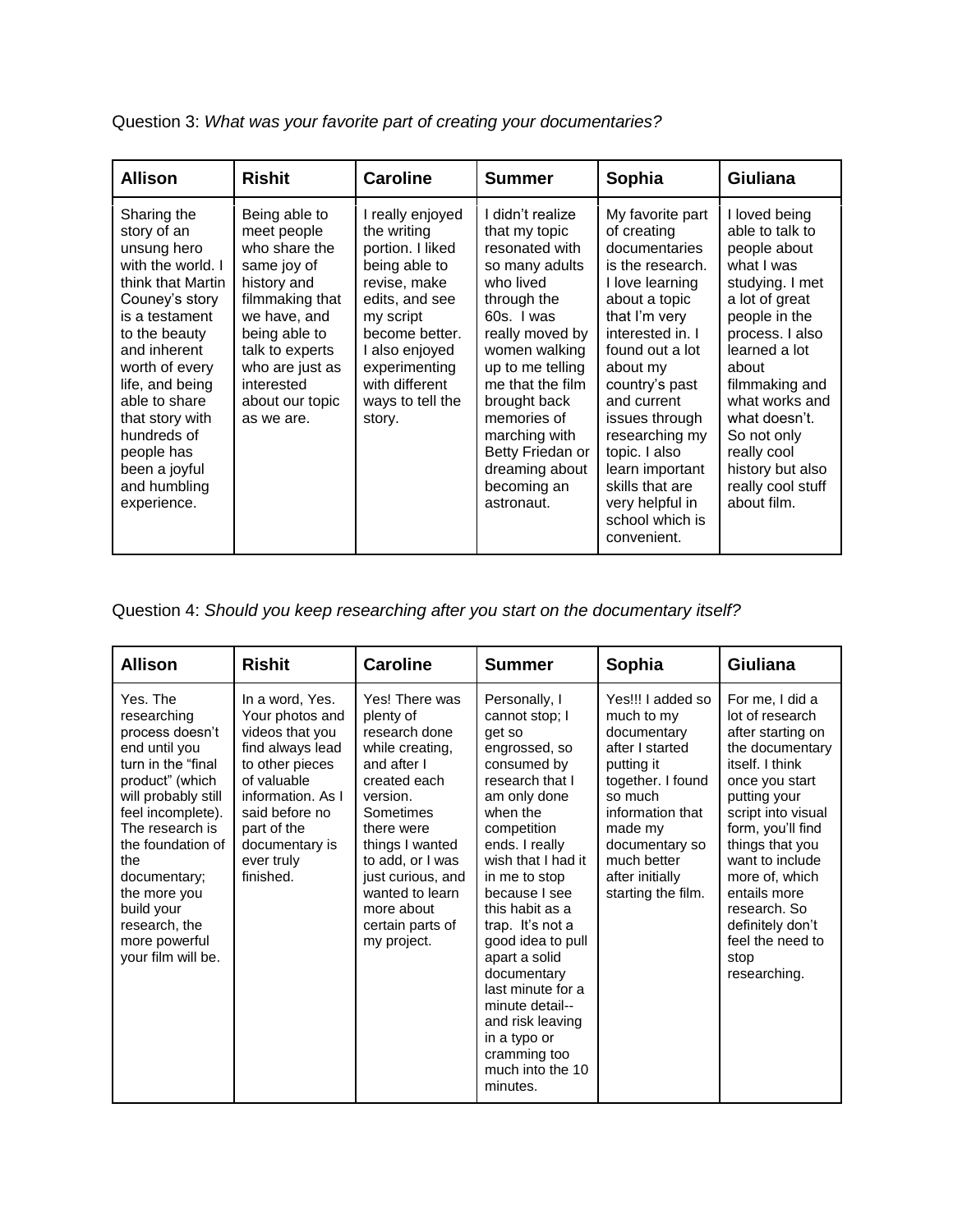Question 3: *What was your favorite part of creating your documentaries?*

| Allison | Rishit | Caroline | Summer | Sophia | Giuliana |
| --- | --- | --- | --- | --- | --- |
| Sharing the story of an unsung hero with the world. I think that Martin Couney's story is a testament to the beauty and inherent worth of every life, and being able to share that story with hundreds of people has been a joyful and humbling experience. | Being able to meet people who share the same joy of history and filmmaking that we have, and being able to talk to experts who are just as interested about our topic as we are. | I really enjoyed the writing portion. I liked being able to revise, make edits, and see my script become better. I also enjoyed experimenting with different ways to tell the story. | I didn't realize that my topic resonated with so many adults who lived through the 60s. I was really moved by women walking up to me telling me that the film brought back memories of marching with Betty Friedan or dreaming about becoming an astronaut. | My favorite part of creating documentaries is the research. I love learning about a topic that I'm very interested in. I found out a lot about my country's past and current issues through researching my topic. I also learn important skills that are very helpful in school which is convenient. | I loved being able to talk to people about what I was studying. I met a lot of great people in the process. I also learned a lot about filmmaking and what works and what doesn't. So not only really cool history but also really cool stuff about film. |

Question 4: *Should you keep researching after you start on the documentary itself?*

| Allison | Rishit | Caroline | Summer | Sophia | Giuliana |
| --- | --- | --- | --- | --- | --- |
| Yes. The researching process doesn't end until you turn in the "final product" (which will probably still feel incomplete). The research is the foundation of the documentary; the more you build your research, the more powerful your film will be. | In a word, Yes. Your photos and videos that you find always lead to other pieces of valuable information. As I said before no part of the documentary is ever truly finished. | Yes! There was plenty of research done while creating, and after I created each version. Sometimes there were things I wanted to add, or I was just curious, and wanted to learn more about certain parts of my project. | Personally, I cannot stop; I get so engrossed, so consumed by research that I am only done when the competition ends. I really wish that I had it in me to stop because I see this habit as a trap. It's not a good idea to pull apart a solid documentary last minute for a minute detail--and risk leaving in a typo or cramming too much into the 10 minutes. | Yes!!! I added so much to my documentary after I started putting it together. I found so much information that made my documentary so much better after initially starting the film. | For me, I did a lot of research after starting on the documentary itself. I think once you start putting your script into visual form, you'll find things that you want to include more of, which entails more research. So definitely don't feel the need to stop researching. |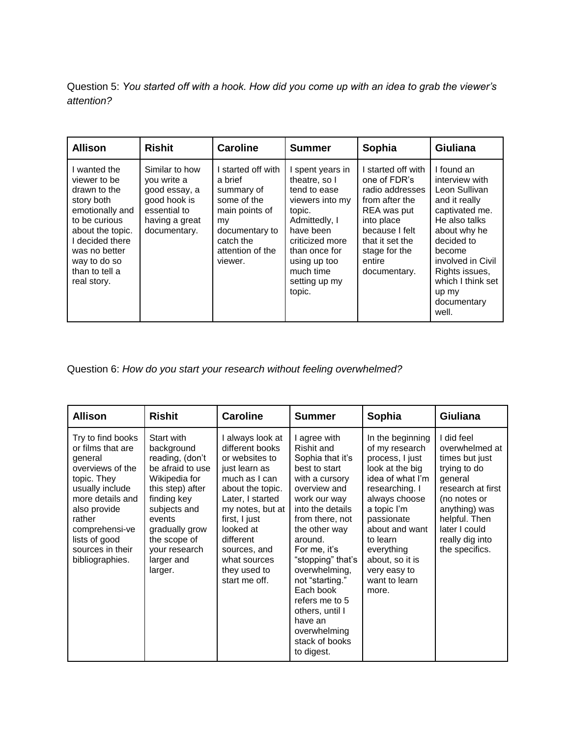Question 5: *You started off with a hook. How did you come up with an idea to grab the viewer's attention?*

| Allison | Rishit | Caroline | Summer | Sophia | Giuliana |
|---|---|---|---|---|---|
| I wanted the viewer to be drawn to the story both emotionally and to be curious about the topic. I decided there was no better way to do so than to tell a real story. | Similar to how you write a good essay, a good hook is essential to having a great documentary. | I started off with a brief summary of some of the main points of my documentary to catch the attention of the viewer. | I spent years in theatre, so I tend to ease viewers into my topic. Admittedly, I have been criticized more than once for using up too much time setting up my topic. | I started off with one of FDR's radio addresses from after the REA was put into place because I felt that it set the stage for the entire documentary. | I found an interview with Leon Sullivan and it really captivated me. He also talks about why he decided to become involved in Civil Rights issues, which I think set up my documentary well. |

Question 6: *How do you start your research without feeling overwhelmed?*

| Allison | Rishit | Caroline | Summer | Sophia | Giuliana |
|---|---|---|---|---|---|
| Try to find books or films that are general overviews of the topic. They usually include more details and also provide rather comprehensi-ve lists of good sources in their bibliographies. | Start with background reading, (don't be afraid to use Wikipedia for this step) after finding key subjects and events gradually grow the scope of your research larger and larger. | I always look at different books or websites to just learn as much as I can about the topic. Later, I started my notes, but at first, I just looked at different sources, and what sources they used to start me off. | I agree with Rishit and Sophia that it's best to start with a cursory overview and work our way into the details from there, not the other way around. For me, it's "stopping" that's overwhelming, not "starting." Each book refers me to 5 others, until I have an overwhelming stack of books to digest. | In the beginning of my research process, I just look at the big idea of what I'm researching. I always choose a topic I'm passionate about and want to learn everything about, so it is very easy to want to learn more. | I did feel overwhelmed at times but just trying to do general research at first (no notes or anything) was helpful. Then later I could really dig into the specifics. |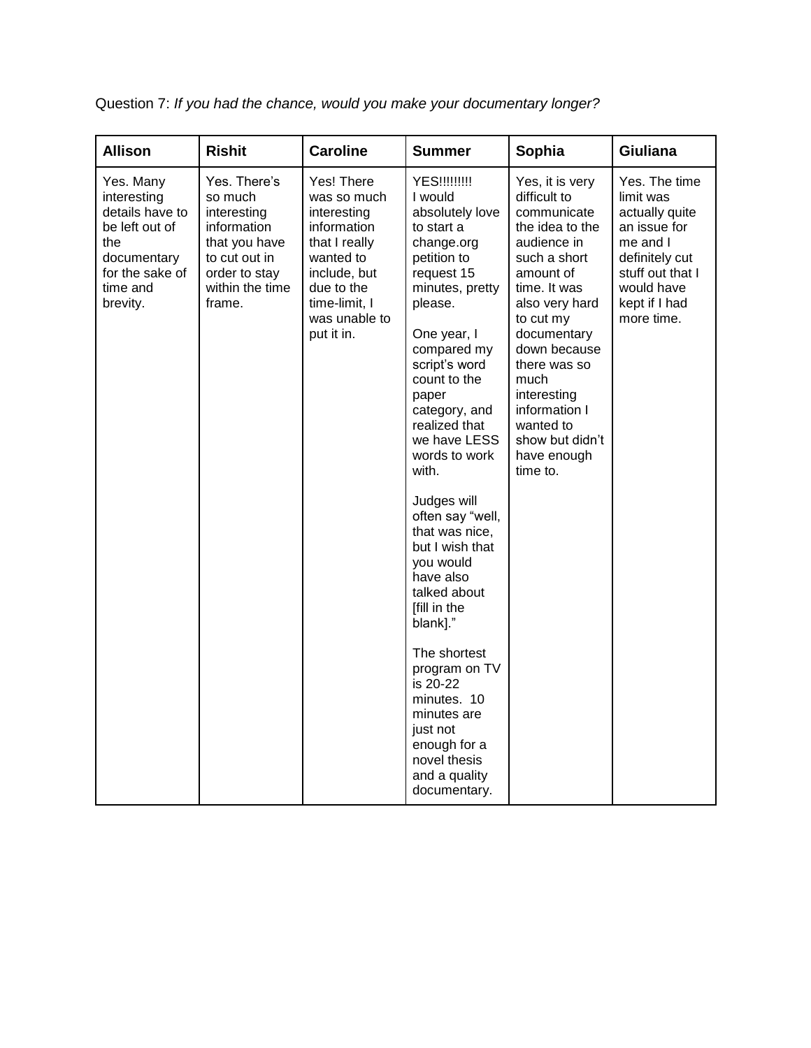Question 7: *If you had the chance, would you make your documentary longer?*

| Allison | Rishit | Caroline | Summer | Sophia | Giuliana |
|---|---|---|---|---|---|
| Yes. Many interesting details have to be left out of the documentary for the sake of time and brevity. | Yes. There's so much interesting information that you have to cut out in order to stay within the time frame. | Yes! There was so much interesting information that I really wanted to include, but due to the time-limit, I was unable to put it in. | YES!!!!!!!!! I would absolutely love to start a change.org petition to request 15 minutes, pretty please.<br><br>One year, I compared my script's word count to the paper category, and realized that we have LESS words to work with.<br><br>Judges will often say "well, that was nice, but I wish that you would have also talked about [fill in the blank]."<br><br>The shortest program on TV is 20-22 minutes. 10 minutes are just not enough for a novel thesis and a quality documentary. | Yes, it is very difficult to communicate the idea to the audience in such a short amount of time. It was also very hard to cut my documentary down because there was so much interesting information I wanted to show but didn't have enough time to. | Yes. The time limit was actually quite an issue for me and I definitely cut stuff out that I would have kept if I had more time. |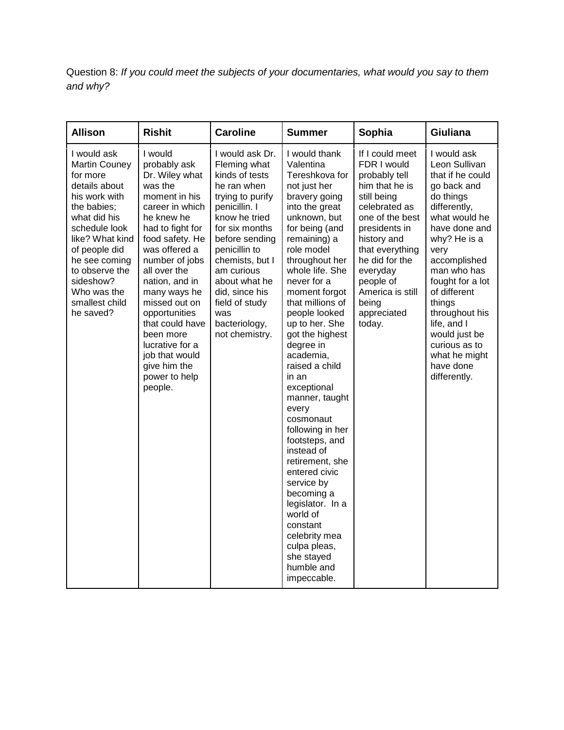Question 8: *If you could meet the subjects of your documentaries, what would you say to them and why?*

| Allison | Rishit | Caroline | Summer | Sophia | Giuliana |
|---|---|---|---|---|---|
| I would ask Martin Couney for more details about his work with the babies; what did his schedule look like? What kind of people did he see coming to observe the sideshow? Who was the smallest child he saved? | I would probably ask Dr. Wiley what was the moment in his career in which he knew he had to fight for food safety. He was offered a number of jobs all over the nation, and in many ways he missed out on opportunities that could have been more lucrative for a job that would give him the power to help people. | I would ask Dr. Fleming what kinds of tests he ran when trying to purify penicillin. I know he tried for six months before sending penicillin to chemists, but I am curious about what he did, since his field of study was bacteriology, not chemistry. | I would thank Valentina Tereshkova for not just her bravery going into the great unknown, but for being (and remaining) a role model throughout her whole life. She never for a moment forgot that millions of people looked up to her. She got the highest degree in academia, raised a child in an exceptional manner, taught every cosmonaut following in her footsteps, and instead of retirement, she entered civic service by becoming a legislator. In a world of constant celebrity mea culpa pleas, she stayed humble and impeccable. | If I could meet FDR I would probably tell him that he is still being celebrated as one of the best presidents in history and that everything he did for the everyday people of America is still being appreciated today. | I would ask Leon Sullivan that if he could go back and do things differently, what would he have done and why? He is a very accomplished man who has fought for a lot of different things throughout his life, and I would just be curious as to what he might have done differently. |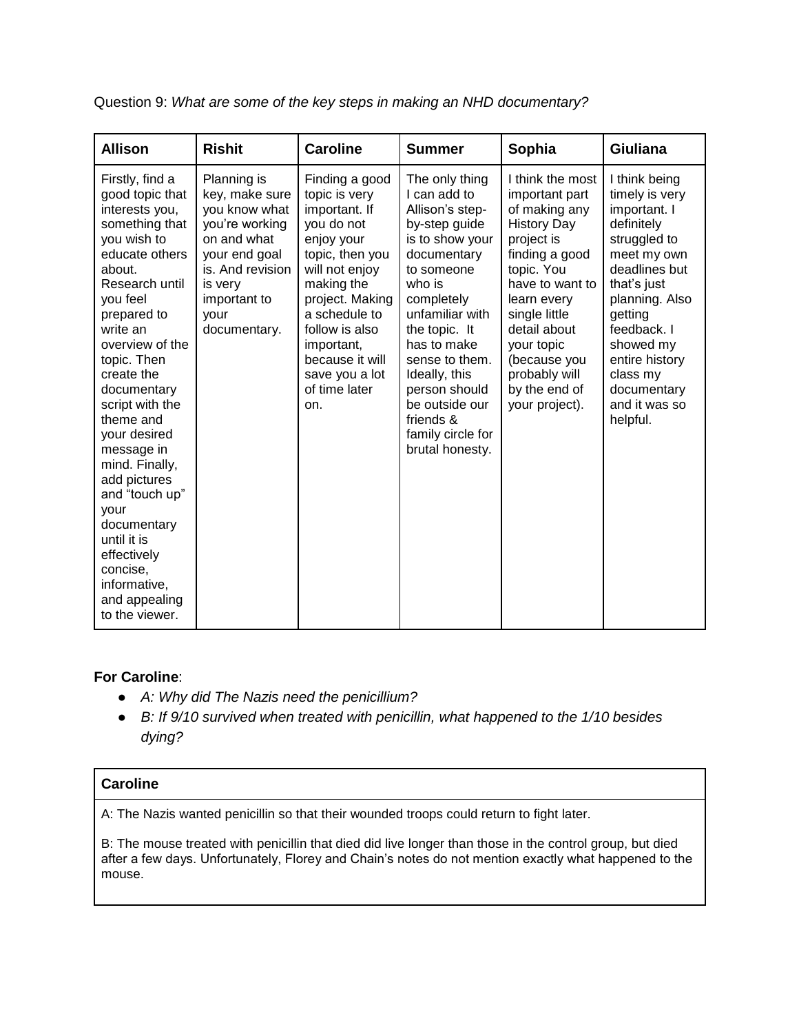Question 9: *What are some of the key steps in making an NHD documentary?*

| Allison | Rishit | Caroline | Summer | Sophia | Giuliana |
| --- | --- | --- | --- | --- | --- |
| Firstly, find a good topic that interests you, something that you wish to educate others about. Research until you feel prepared to write an overview of the topic. Then create the documentary script with the theme and your desired message in mind. Finally, add pictures and "touch up" your documentary until it is effectively concise, informative, and appealing to the viewer. | Planning is key, make sure you know what you're working on and what your end goal is. And revision is very important to your documentary. | Finding a good topic is very important. If you do not enjoy your topic, then you will not enjoy making the project. Making a schedule to follow is also important, because it will save you a lot of time later on. | The only thing I can add to Allison's step-by-step guide is to show your documentary to someone who is completely unfamiliar with the topic. It has to make sense to them. Ideally, this person should be outside our friends & family circle for brutal honesty. | I think the most important part of making any History Day project is finding a good topic. You have to want to learn every single little detail about your topic (because you probably will by the end of your project). | I think being timely is very important. I definitely struggled to meet my own deadlines but that's just planning. Also getting feedback. I showed my entire history class my documentary and it was so helpful. |

**For Caroline**:

- *A: Why did The Nazis need the penicillium?*
- *B: If 9/10 survived when treated with penicillin, what happened to the 1/10 besides dying?*

| Caroline |
| --- |
| A: The Nazis wanted penicillin so that their wounded troops could return to fight later.<br><br>B: The mouse treated with penicillin that died did live longer than those in the control group, but died after a few days. Unfortunately, Florey and Chain's notes do not mention exactly what happened to the mouse. |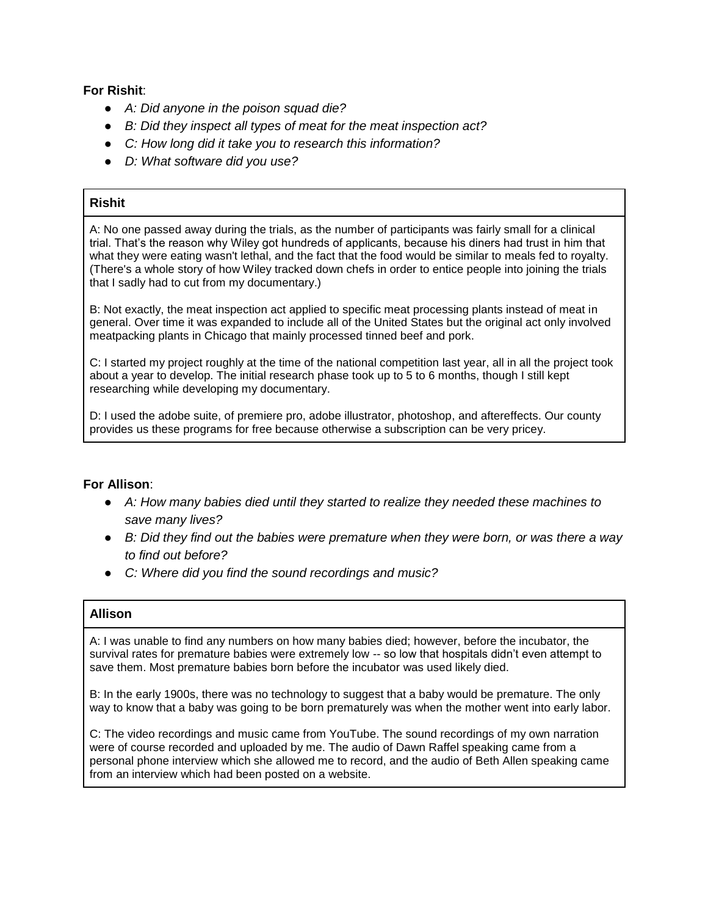**For Rishit**:

- *A: Did anyone in the poison squad die?*
- *B: Did they inspect all types of meat for the meat inspection act?*
- *C: How long did it take you to research this information?*
- *D: What software did you use?*

| **Rishit** |
| --- |
| A: No one passed away during the trials, as the number of participants was fairly small for a clinical trial. That's the reason why Wiley got hundreds of applicants, because his diners had trust in him that what they were eating wasn't lethal, and the fact that the food would be similar to meals fed to royalty. (There's a whole story of how Wiley tracked down chefs in order to entice people into joining the trials that I sadly had to cut from my documentary.)<br><br>B: Not exactly, the meat inspection act applied to specific meat processing plants instead of meat in general. Over time it was expanded to include all of the United States but the original act only involved meatpacking plants in Chicago that mainly processed tinned beef and pork.<br><br>C: I started my project roughly at the time of the national competition last year, all in all the project took about a year to develop. The initial research phase took up to 5 to 6 months, though I still kept researching while developing my documentary.<br><br>D: I used the adobe suite, of premiere pro, adobe illustrator, photoshop, and aftereffects. Our county provides us these programs for free because otherwise a subscription can be very pricey. |

**For Allison**:

- *A: How many babies died until they started to realize they needed these machines to save many lives?*
- *B: Did they find out the babies were premature when they were born, or was there a way to find out before?*
- *C: Where did you find the sound recordings and music?*

| **Allison** |
| --- |
| A: I was unable to find any numbers on how many babies died; however, before the incubator, the survival rates for premature babies were extremely low -- so low that hospitals didn't even attempt to save them. Most premature babies born before the incubator was used likely died.<br><br>B: In the early 1900s, there was no technology to suggest that a baby would be premature. The only way to know that a baby was going to be born prematurely was when the mother went into early labor.<br><br>C: The video recordings and music came from YouTube. The sound recordings of my own narration were of course recorded and uploaded by me. The audio of Dawn Raffel speaking came from a personal phone interview which she allowed me to record, and the audio of Beth Allen speaking came from an interview which had been posted on a website. |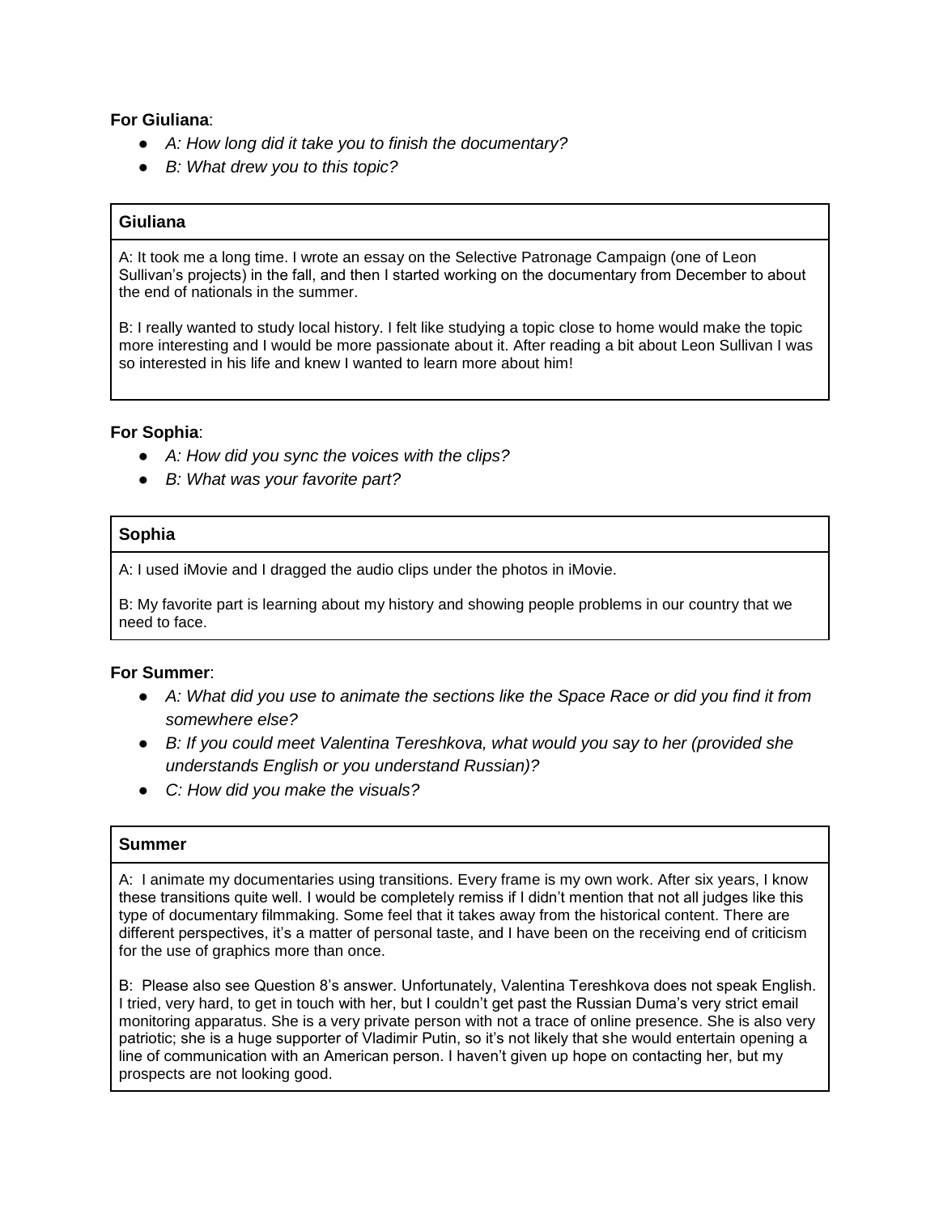**For Giuliana**:

- *A: How long did it take you to finish the documentary?*
- *B: What drew you to this topic?*

| Giuliana |
| --- |
| A: It took me a long time. I wrote an essay on the Selective Patronage Campaign (one of Leon Sullivan's projects) in the fall, and then I started working on the documentary from December to about the end of nationals in the summer.<br><br>B: I really wanted to study local history. I felt like studying a topic close to home would make the topic more interesting and I would be more passionate about it. After reading a bit about Leon Sullivan I was so interested in his life and knew I wanted to learn more about him! |

**For Sophia**:

- *A: How did you sync the voices with the clips?*
- *B: What was your favorite part?*

| Sophia |
| --- |
| A: I used iMovie and I dragged the audio clips under the photos in iMovie.<br><br>B: My favorite part is learning about my history and showing people problems in our country that we need to face. |

**For Summer**:

- *A: What did you use to animate the sections like the Space Race or did you find it from somewhere else?*
- *B: If you could meet Valentina Tereshkova, what would you say to her (provided she understands English or you understand Russian)?*
- *C: How did you make the visuals?*

| Summer |
| --- |
| A: I animate my documentaries using transitions. Every frame is my own work. After six years, I know these transitions quite well. I would be completely remiss if I didn't mention that not all judges like this type of documentary filmmaking. Some feel that it takes away from the historical content. There are different perspectives, it's a matter of personal taste, and I have been on the receiving end of criticism for the use of graphics more than once.<br><br>B: Please also see Question 8's answer. Unfortunately, Valentina Tereshkova does not speak English. I tried, very hard, to get in touch with her, but I couldn't get past the Russian Duma's very strict email monitoring apparatus. She is a very private person with not a trace of online presence. She is also very patriotic; she is a huge supporter of Vladimir Putin, so it's not likely that she would entertain opening a line of communication with an American person. I haven't given up hope on contacting her, but my prospects are not looking good. |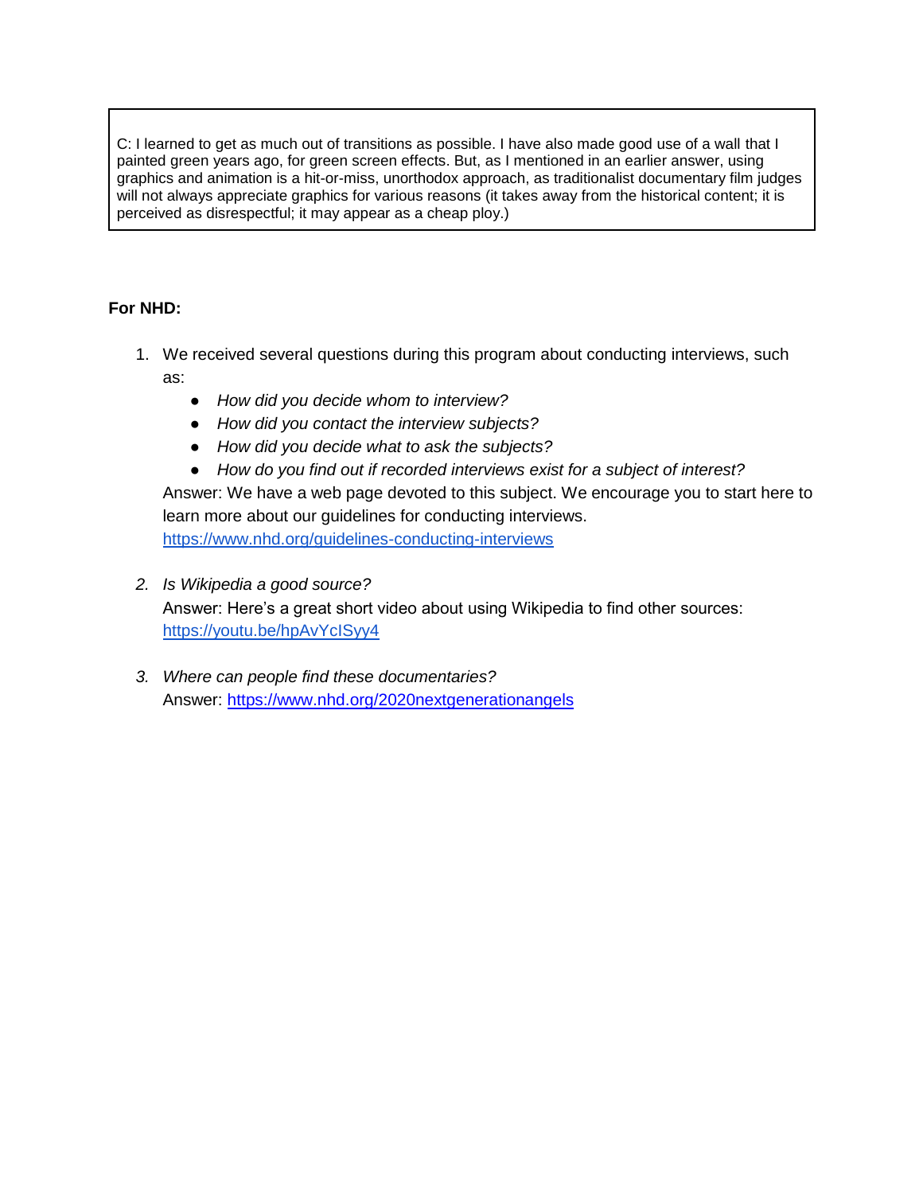C: I learned to get as much out of transitions as possible. I have also made good use of a wall that I painted green years ago, for green screen effects. But, as I mentioned in an earlier answer, using graphics and animation is a hit-or-miss, unorthodox approach, as traditionalist documentary film judges will not always appreciate graphics for various reasons (it takes away from the historical content; it is perceived as disrespectful; it may appear as a cheap ploy.)

**For NHD:**

1. We received several questions during this program about conducting interviews, such as:
   - *How did you decide whom to interview?*
   - *How did you contact the interview subjects?*
   - *How did you decide what to ask the subjects?*
   - *How do you find out if recorded interviews exist for a subject of interest?*

   Answer: We have a web page devoted to this subject. We encourage you to start here to learn more about our guidelines for conducting interviews. https://www.nhd.org/guidelines-conducting-interviews

2. *Is Wikipedia a good source?*
   Answer: Here's a great short video about using Wikipedia to find other sources: https://youtu.be/hpAvYcISyy4

3. *Where can people find these documentaries?*
   Answer: https://www.nhd.org/2020nextgenerationangels